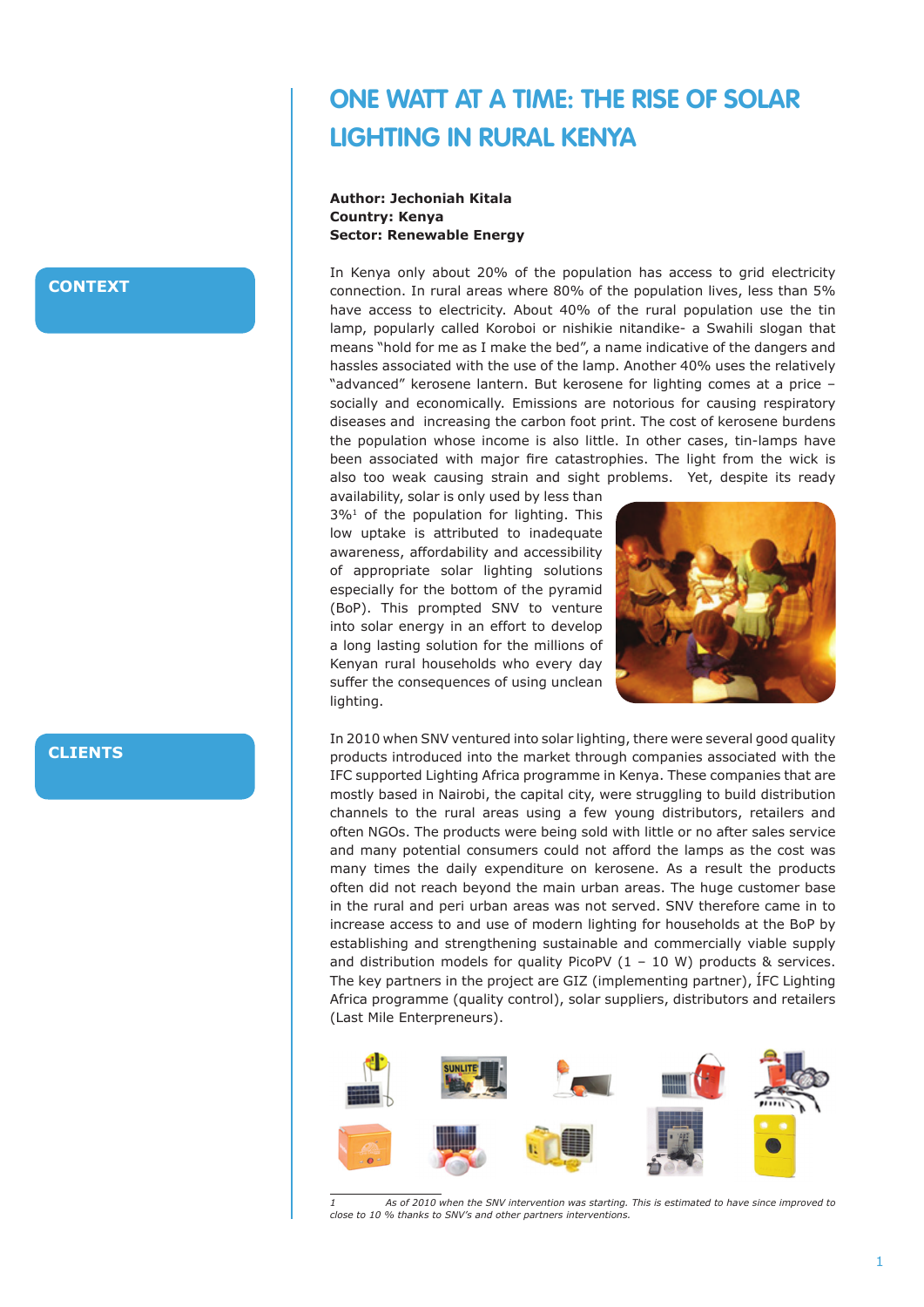# ONE WATT AT A TIME: THE RISE OF SOLAR LIGHTING IN RURAL KENYA

**Author: Jechoniah Kitala**
**Country: Kenya**
**Sector: Renewable Energy**

## CONTEXT

In Kenya only about 20% of the population has access to grid electricity connection. In rural areas where 80% of the population lives, less than 5% have access to electricity. About 40% of the rural population use the tin lamp, popularly called Koroboi or nishikie nitandike- a Swahili slogan that means "hold for me as I make the bed", a name indicative of the dangers and hassles associated with the use of the lamp. Another 40% uses the relatively "advanced" kerosene lantern. But kerosene for lighting comes at a price – socially and economically. Emissions are notorious for causing respiratory diseases and increasing the carbon foot print. The cost of kerosene burdens the population whose income is also little. In other cases, tin-lamps have been associated with major fire catastrophies. The light from the wick is also too weak causing strain and sight problems. Yet, despite its ready availability, solar is only used by less than 3%[1] of the population for lighting. This low uptake is attributed to inadequate awareness, affordability and accessibility of appropriate solar lighting solutions especially for the bottom of the pyramid (BoP). This prompted SNV to venture into solar energy in an effort to develop a long lasting solution for the millions of Kenyan rural households who every day suffer the consequences of using unclean lighting.

## CLIENTS

In 2010 when SNV ventured into solar lighting, there were several good quality products introduced into the market through companies associated with the IFC supported Lighting Africa programme in Kenya. These companies that are mostly based in Nairobi, the capital city, were struggling to build distribution channels to the rural areas using a few young distributors, retailers and often NGOs. The products were being sold with little or no after sales service and many potential consumers could not afford the lamps as the cost was many times the daily expenditure on kerosene. As a result the products often did not reach beyond the main urban areas. The huge customer base in the rural and peri urban areas was not served. SNV therefore came in to increase access to and use of modern lighting for households at the BoP by establishing and strengthening sustainable and commercially viable supply and distribution models for quality PicoPV (1 – 10 W) products & services. The key partners in the project are GIZ (implementing partner), ÍFC Lighting Africa programme (quality control), solar suppliers, distributors and retailers (Last Mile Enterpreneurs).

---

1 As of 2010 when the SNV intervention was starting. This is estimated to have since improved to close to 10 % thanks to SNV's and other partners interventions.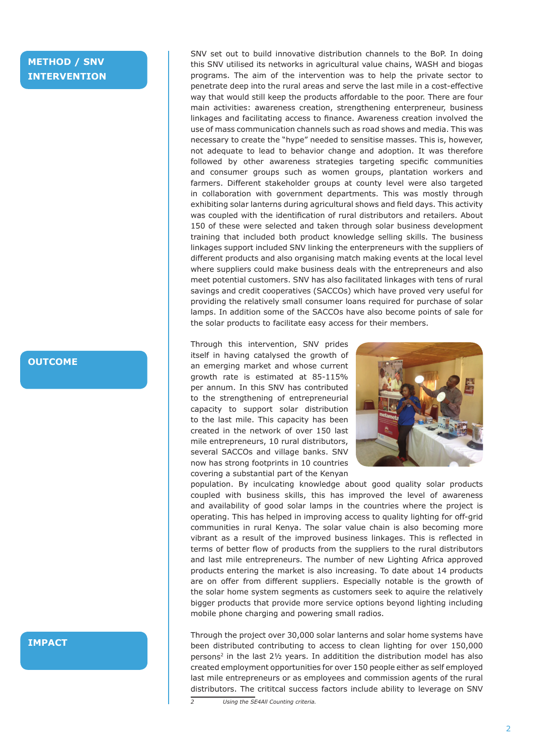## METHOD / SNV INTERVENTION

SNV set out to build innovative distribution channels to the BoP. In doing this SNV utilised its networks in agricultural value chains, WASH and biogas programs. The aim of the intervention was to help the private sector to penetrate deep into the rural areas and serve the last mile in a cost-effective way that would still keep the products affordable to the poor. There are four main activities: awareness creation, strengthening enterpreneur, business linkages and facilitating access to finance. Awareness creation involved the use of mass communication channels such as road shows and media. This was necessary to create the "hype" needed to sensitise masses. This is, however, not adequate to lead to behavior change and adoption. It was therefore followed by other awareness strategies targeting specific communities and consumer groups such as women groups, plantation workers and farmers. Different stakeholder groups at county level were also targeted in collaboration with government departments. This was mostly through exhibiting solar lanterns during agricultural shows and field days. This activity was coupled with the identification of rural distributors and retailers. About 150 of these were selected and taken through solar business development training that included both product knowledge selling skills. The business linkages support included SNV linking the enterpreneurs with the suppliers of different products and also organising match making events at the local level where suppliers could make business deals with the entrepreneurs and also meet potential customers. SNV has also facilitated linkages with tens of rural savings and credit cooperatives (SACCOs) which have proved very useful for providing the relatively small consumer loans required for purchase of solar lamps. In addition some of the SACCOs have also become points of sale for the solar products to facilitate easy access for their members.

## OUTCOME

Through this intervention, SNV prides itself in having catalysed the growth of an emerging market and whose current growth rate is estimated at 85-115% per annum. In this SNV has contributed to the strengthening of entrepreneurial capacity to support solar distribution to the last mile. This capacity has been created in the network of over 150 last mile entrepreneurs, 10 rural distributors, several SACCOs and village banks. SNV now has strong footprints in 10 countries covering a substantial part of the Kenyan population. By inculcating knowledge about good quality solar products coupled with business skills, this has improved the level of awareness and availability of good solar lamps in the countries where the project is operating. This has helped in improving access to quality lighting for off-grid communities in rural Kenya. The solar value chain is also becoming more vibrant as a result of the improved business linkages. This is reflected in terms of better flow of products from the suppliers to the rural distributors and last mile entrepreneurs. The number of new Lighting Africa approved products entering the market is also increasing. To date about 14 products are on offer from different suppliers. Especially notable is the growth of the solar home system segments as customers seek to aquire the relatively bigger products that provide more service options beyond lighting including mobile phone charging and powering small radios.

## IMPACT

Through the project over 30,000 solar lanterns and solar home systems have been distributed contributing to access to clean lighting for over 150,000 persons[2] in the last 2½ years. In addititon the distribution model has also created employment opportunities for over 150 people either as self employed last mile entrepreneurs or as employees and commission agents of the rural distributors. The crititcal success factors include ability to leverage on SNV

[2] *Using the SE4All Counting criteria.*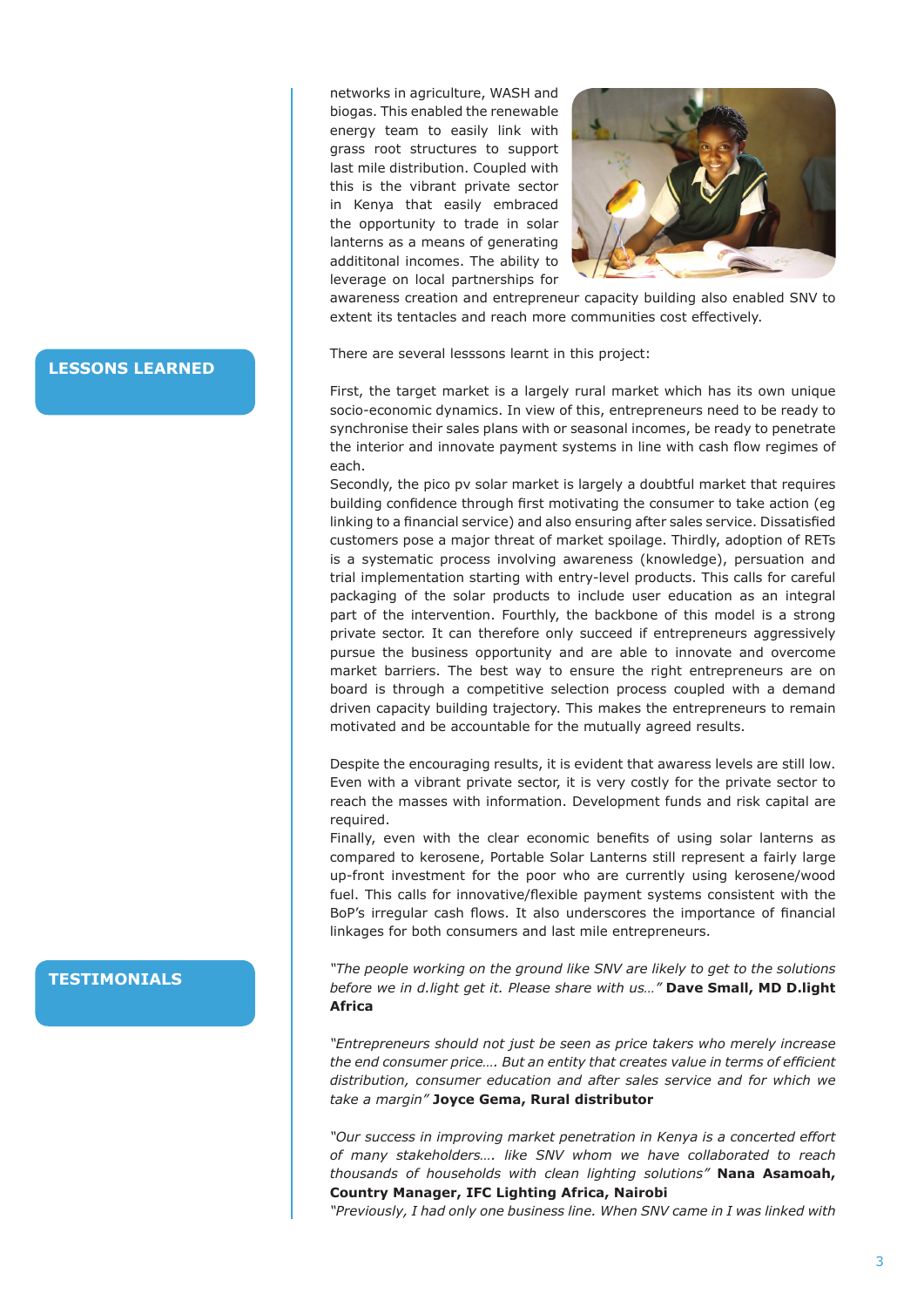networks in agriculture, WASH and biogas. This enabled the renewable energy team to easily link with grass root structures to support last mile distribution. Coupled with this is the vibrant private sector in Kenya that easily embraced the opportunity to trade in solar lanterns as a means of generating addititonal incomes. The ability to leverage on local partnerships for awareness creation and entrepreneur capacity building also enabled SNV to extent its tentacles and reach more communities cost effectively.

## LESSONS LEARNED

There are several lesssons learnt in this project:

First, the target market is a largely rural market which has its own unique socio-economic dynamics. In view of this, entrepreneurs need to be ready to synchronise their sales plans with or seasonal incomes, be ready to penetrate the interior and innovate payment systems in line with cash flow regimes of each.
Secondly, the pico pv solar market is largely a doubtful market that requires building confidence through first motivating the consumer to take action (eg linking to a financial service) and also ensuring after sales service. Dissatisfied customers pose a major threat of market spoilage. Thirdly, adoption of RETs is a systematic process involving awareness (knowledge), persuation and trial implementation starting with entry-level products. This calls for careful packaging of the solar products to include user education as an integral part of the intervention. Fourthly, the backbone of this model is a strong private sector. It can therefore only succeed if entrepreneurs aggressively pursue the business opportunity and are able to innovate and overcome market barriers. The best way to ensure the right entrepreneurs are on board is through a competitive selection process coupled with a demand driven capacity building trajectory. This makes the entrepreneurs to remain motivated and be accountable for the mutually agreed results.

Despite the encouraging results, it is evident that awaress levels are still low. Even with a vibrant private sector, it is very costly for the private sector to reach the masses with information. Development funds and risk capital are required.
Finally, even with the clear economic benefits of using solar lanterns as compared to kerosene, Portable Solar Lanterns still represent a fairly large up-front investment for the poor who are currently using kerosene/wood fuel. This calls for innovative/flexible payment systems consistent with the BoP's irregular cash flows. It also underscores the importance of financial linkages for both consumers and last mile entrepreneurs.

## TESTIMONIALS

*"The people working on the ground like SNV are likely to get to the solutions before we in d.light get it. Please share with us…"* **Dave Small, MD D.light Africa**

*"Entrepreneurs should not just be seen as price takers who merely increase the end consumer price…. But an entity that creates value in terms of efficient distribution, consumer education and after sales service and for which we take a margin"* **Joyce Gema, Rural distributor**

*"Our success in improving market penetration in Kenya is a concerted effort of many stakeholders…. like SNV whom we have collaborated to reach thousands of households with clean lighting solutions"* **Nana Asamoah, Country Manager, IFC Lighting Africa, Nairobi**
*"Previously, I had only one business line. When SNV came in I was linked with*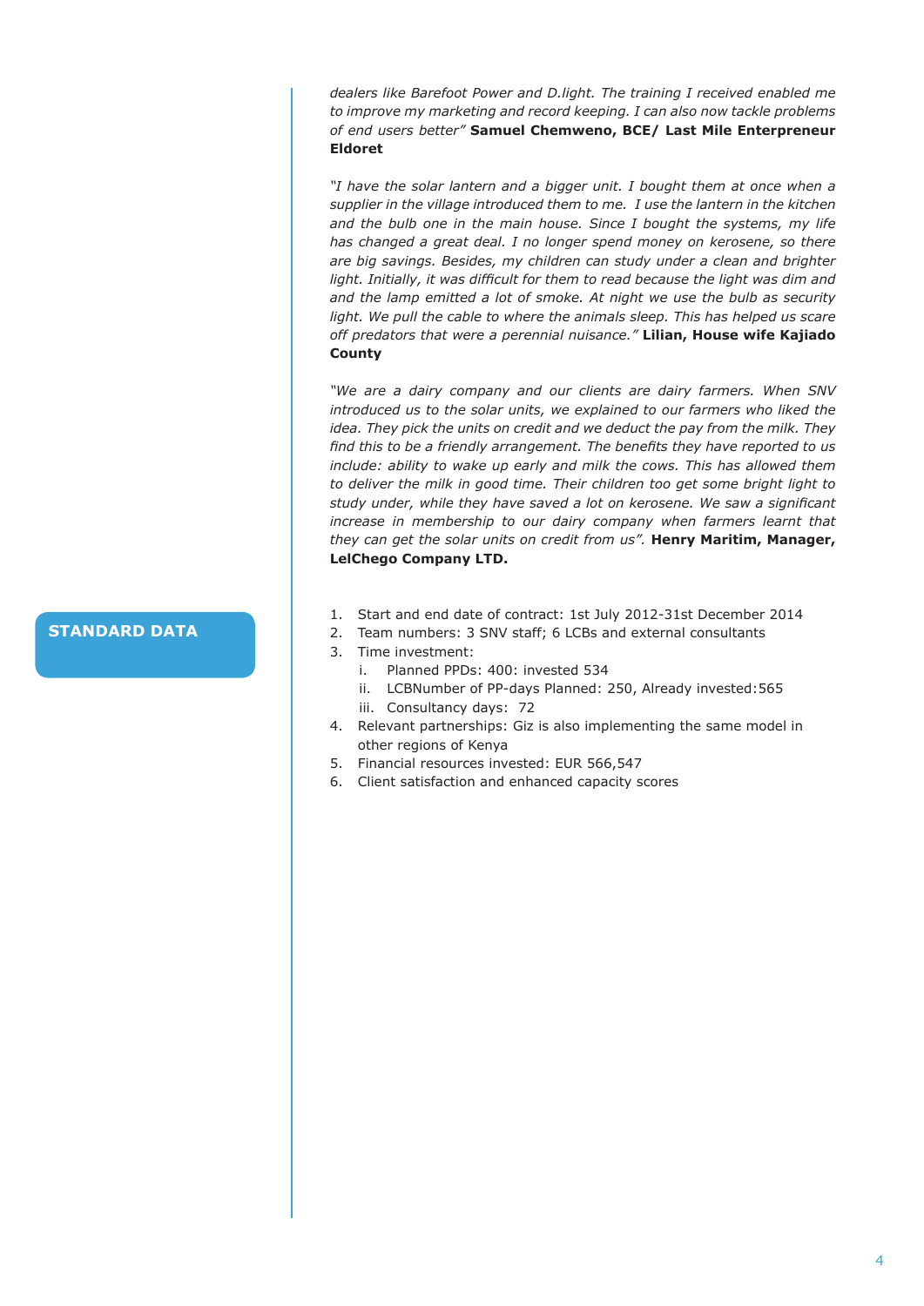*dealers like Barefoot Power and D.light. The training I received enabled me to improve my marketing and record keeping. I can also now tackle problems of end users better"* **Samuel Chemweno, BCE/ Last Mile Enterpreneur Eldoret**

*"I have the solar lantern and a bigger unit. I bought them at once when a supplier in the village introduced them to me. I use the lantern in the kitchen and the bulb one in the main house. Since I bought the systems, my life has changed a great deal. I no longer spend money on kerosene, so there are big savings. Besides, my children can study under a clean and brighter light. Initially, it was difficult for them to read because the light was dim and and the lamp emitted a lot of smoke. At night we use the bulb as security light. We pull the cable to where the animals sleep. This has helped us scare off predators that were a perennial nuisance."* **Lilian, House wife Kajiado County**

*"We are a dairy company and our clients are dairy farmers. When SNV introduced us to the solar units, we explained to our farmers who liked the idea. They pick the units on credit and we deduct the pay from the milk. They find this to be a friendly arrangement. The benefits they have reported to us include: ability to wake up early and milk the cows. This has allowed them to deliver the milk in good time. Their children too get some bright light to study under, while they have saved a lot on kerosene. We saw a significant increase in membership to our dairy company when farmers learnt that they can get the solar units on credit from us".* **Henry Maritim, Manager, LelChego Company LTD.**

## STANDARD DATA

1. Start and end date of contract: 1st July 2012-31st December 2014
2. Team numbers: 3 SNV staff; 6 LCBs and external consultants
3. Time investment:
   i. Planned PPDs: 400: invested 534
   ii. LCBNumber of PP-days Planned: 250, Already invested:565
   iii. Consultancy days: 72
4. Relevant partnerships: Giz is also implementing the same model in other regions of Kenya
5. Financial resources invested: EUR 566,547
6. Client satisfaction and enhanced capacity scores